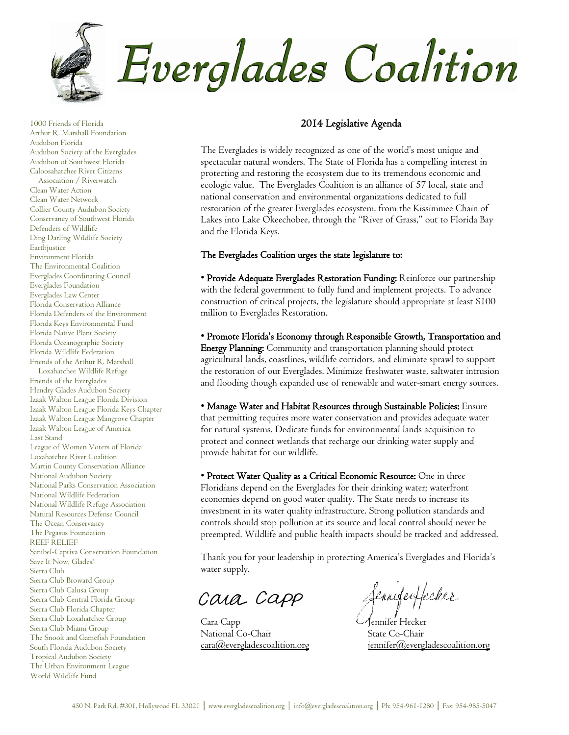# Everglades Coalition

1000 Friends of Florida
Arthur R. Marshall Foundation
Audubon Florida
Audubon Society of the Everglades
Audubon of Southwest Florida
Caloosahatchee River Citizens Association / Riverwatch
Clean Water Action
Clean Water Network
Collier County Audubon Society
Conservancy of Southwest Florida
Defenders of Wildlife
Ding Darling Wildlife Society
Earthjustice
Environment Florida
The Environmental Coalition
Everglades Coordinating Council
Everglades Foundation
Everglades Law Center
Florida Conservation Alliance
Florida Defenders of the Environment
Florida Keys Environmental Fund
Florida Native Plant Society
Florida Oceanographic Society
Florida Wildlife Federation
Friends of the Arthur R. Marshall Loxahatchee Wildlife Refuge
Friends of the Everglades
Hendry Glades Audubon Society
Izaak Walton League Florida Division
Izaak Walton League Florida Keys Chapter
Izaak Walton League Mangrove Chapter
Izaak Walton League of America
Last Stand
League of Women Voters of Florida
Loxahatchee River Coalition
Martin County Conservation Alliance
National Audubon Society
National Parks Conservation Association
National Wildlife Federation
National Wildlife Refuge Association
Natural Resources Defense Council
The Ocean Conservancy
The Pegasus Foundation
REEF RELIEF
Sanibel-Captiva Conservation Foundation
Save It Now, Glades!
Sierra Club
Sierra Club Broward Group
Sierra Club Calusa Group
Sierra Club Central Florida Group
Sierra Club Florida Chapter
Sierra Club Loxahatchee Group
Sierra Club Miami Group
The Snook and Gamefish Foundation
South Florida Audubon Society
Tropical Audubon Society
The Urban Environment League
World Wildlife Fund

## 2014 Legislative Agenda

The Everglades is widely recognized as one of the world's most unique and spectacular natural wonders. The State of Florida has a compelling interest in protecting and restoring the ecosystem due to its tremendous economic and ecologic value. The Everglades Coalition is an alliance of 57 local, state and national conservation and environmental organizations dedicated to full restoration of the greater Everglades ecosystem, from the Kissimmee Chain of Lakes into Lake Okeechobee, through the "River of Grass," out to Florida Bay and the Florida Keys.

### The Everglades Coalition urges the state legislature to:

• **Provide Adequate Everglades Restoration Funding:** Reinforce our partnership with the federal government to fully fund and implement projects. To advance construction of critical projects, the legislature should appropriate at least $100 million to Everglades Restoration.

• **Promote Florida's Economy through Responsible Growth, Transportation and Energy Planning:** Community and transportation planning should protect agricultural lands, coastlines, wildlife corridors, and eliminate sprawl to support the restoration of our Everglades. Minimize freshwater waste, saltwater intrusion and flooding though expanded use of renewable and water-smart energy sources.

• **Manage Water and Habitat Resources through Sustainable Policies:** Ensure that permitting requires more water conservation and provides adequate water for natural systems. Dedicate funds for environmental lands acquisition to protect and connect wetlands that recharge our drinking water supply and provide habitat for our wildlife.

• **Protect Water Quality as a Critical Economic Resource:** One in three Floridians depend on the Everglades for their drinking water; waterfront economies depend on good water quality. The State needs to increase its investment in its water quality infrastructure. Strong pollution standards and controls should stop pollution at its source and local control should never be preempted. Wildlife and public health impacts should be tracked and addressed.

Thank you for your leadership in protecting America's Everglades and Florida's water supply.

Cara Capp
National Co-Chair
cara@evergladescoalition.org

Jennifer Hecker
State Co-Chair
jennifer@evergladescoalition.org

450 N. Park Rd, #301, Hollywood FL 33021 | www.evergladescoalition.org | info@evergladescoalition.org | Ph: 954-961-1280 | Fax: 954-985-5047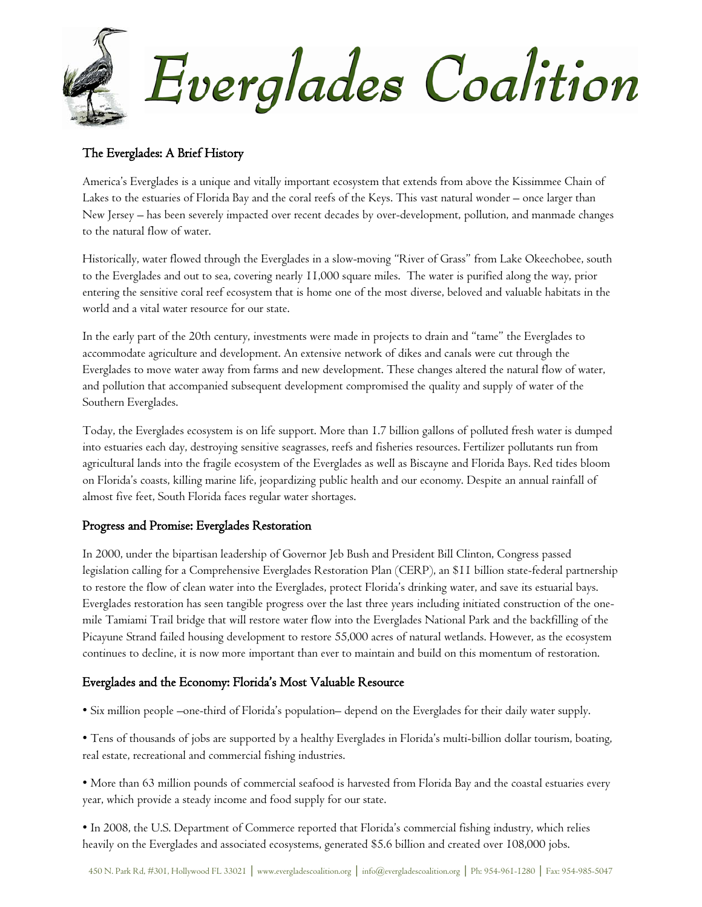# Everglades Coalition

## The Everglades: A Brief History

America's Everglades is a unique and vitally important ecosystem that extends from above the Kissimmee Chain of Lakes to the estuaries of Florida Bay and the coral reefs of the Keys. This vast natural wonder – once larger than New Jersey – has been severely impacted over recent decades by over-development, pollution, and manmade changes to the natural flow of water.

Historically, water flowed through the Everglades in a slow-moving "River of Grass" from Lake Okeechobee, south to the Everglades and out to sea, covering nearly 11,000 square miles. The water is purified along the way, prior entering the sensitive coral reef ecosystem that is home one of the most diverse, beloved and valuable habitats in the world and a vital water resource for our state.

In the early part of the 20th century, investments were made in projects to drain and "tame" the Everglades to accommodate agriculture and development. An extensive network of dikes and canals were cut through the Everglades to move water away from farms and new development. These changes altered the natural flow of water, and pollution that accompanied subsequent development compromised the quality and supply of water of the Southern Everglades.

Today, the Everglades ecosystem is on life support. More than 1.7 billion gallons of polluted fresh water is dumped into estuaries each day, destroying sensitive seagrasses, reefs and fisheries resources. Fertilizer pollutants run from agricultural lands into the fragile ecosystem of the Everglades as well as Biscayne and Florida Bays. Red tides bloom on Florida's coasts, killing marine life, jeopardizing public health and our economy. Despite an annual rainfall of almost five feet, South Florida faces regular water shortages.

## Progress and Promise: Everglades Restoration

In 2000, under the bipartisan leadership of Governor Jeb Bush and President Bill Clinton, Congress passed legislation calling for a Comprehensive Everglades Restoration Plan (CERP), an $11 billion state-federal partnership to restore the flow of clean water into the Everglades, protect Florida's drinking water, and save its estuarial bays. Everglades restoration has seen tangible progress over the last three years including initiated construction of the one-mile Tamiami Trail bridge that will restore water flow into the Everglades National Park and the backfilling of the Picayune Strand failed housing development to restore 55,000 acres of natural wetlands. However, as the ecosystem continues to decline, it is now more important than ever to maintain and build on this momentum of restoration.

## Everglades and the Economy: Florida's Most Valuable Resource

• Six million people –one-third of Florida's population– depend on the Everglades for their daily water supply.

• Tens of thousands of jobs are supported by a healthy Everglades in Florida's multi-billion dollar tourism, boating, real estate, recreational and commercial fishing industries.

• More than 63 million pounds of commercial seafood is harvested from Florida Bay and the coastal estuaries every year, which provide a steady income and food supply for our state.

• In 2008, the U.S. Department of Commerce reported that Florida's commercial fishing industry, which relies heavily on the Everglades and associated ecosystems, generated $5.6 billion and created over 108,000 jobs.

450 N. Park Rd, #301, Hollywood FL 33021 | www.evergladescoalition.org | info@evergladescoalition.org | Ph: 954-961-1280 | Fax: 954-985-5047